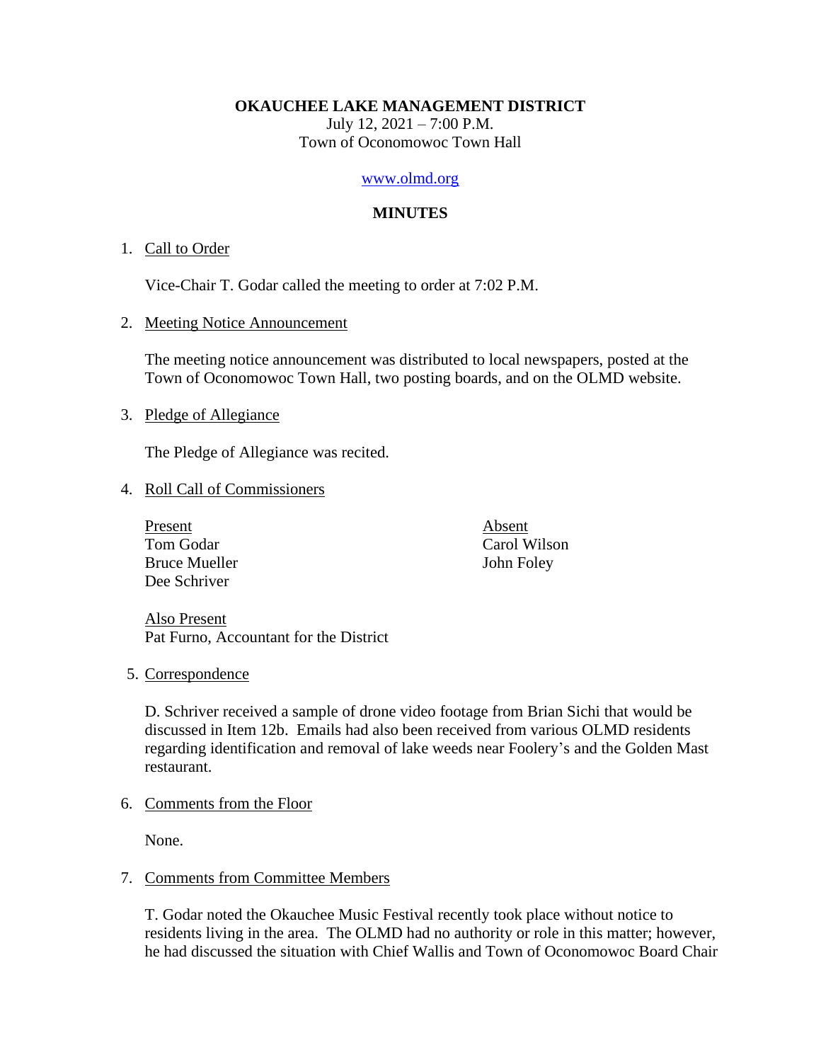**OKAUCHEE LAKE MANAGEMENT DISTRICT**
July 12, 2021 – 7:00 P.M.
Town of Oconomowoc Town Hall

www.olmd.org

**MINUTES**

1. Call to Order

   Vice-Chair T. Godar called the meeting to order at 7:02 P.M.

2. Meeting Notice Announcement

   The meeting notice announcement was distributed to local newspapers, posted at the Town of Oconomowoc Town Hall, two posting boards, and on the OLMD website.

3. Pledge of Allegiance

   The Pledge of Allegiance was recited.

4. Roll Call of Commissioners

   Present
   Tom Godar
   Bruce Mueller
   Dee Schriver

   Absent
   Carol Wilson
   John Foley

   Also Present
   Pat Furno, Accountant for the District

5. Correspondence

   D. Schriver received a sample of drone video footage from Brian Sichi that would be discussed in Item 12b. Emails had also been received from various OLMD residents regarding identification and removal of lake weeds near Foolery's and the Golden Mast restaurant.

6. Comments from the Floor

   None.

7. Comments from Committee Members

   T. Godar noted the Okauchee Music Festival recently took place without notice to residents living in the area. The OLMD had no authority or role in this matter; however, he had discussed the situation with Chief Wallis and Town of Oconomowoc Board Chair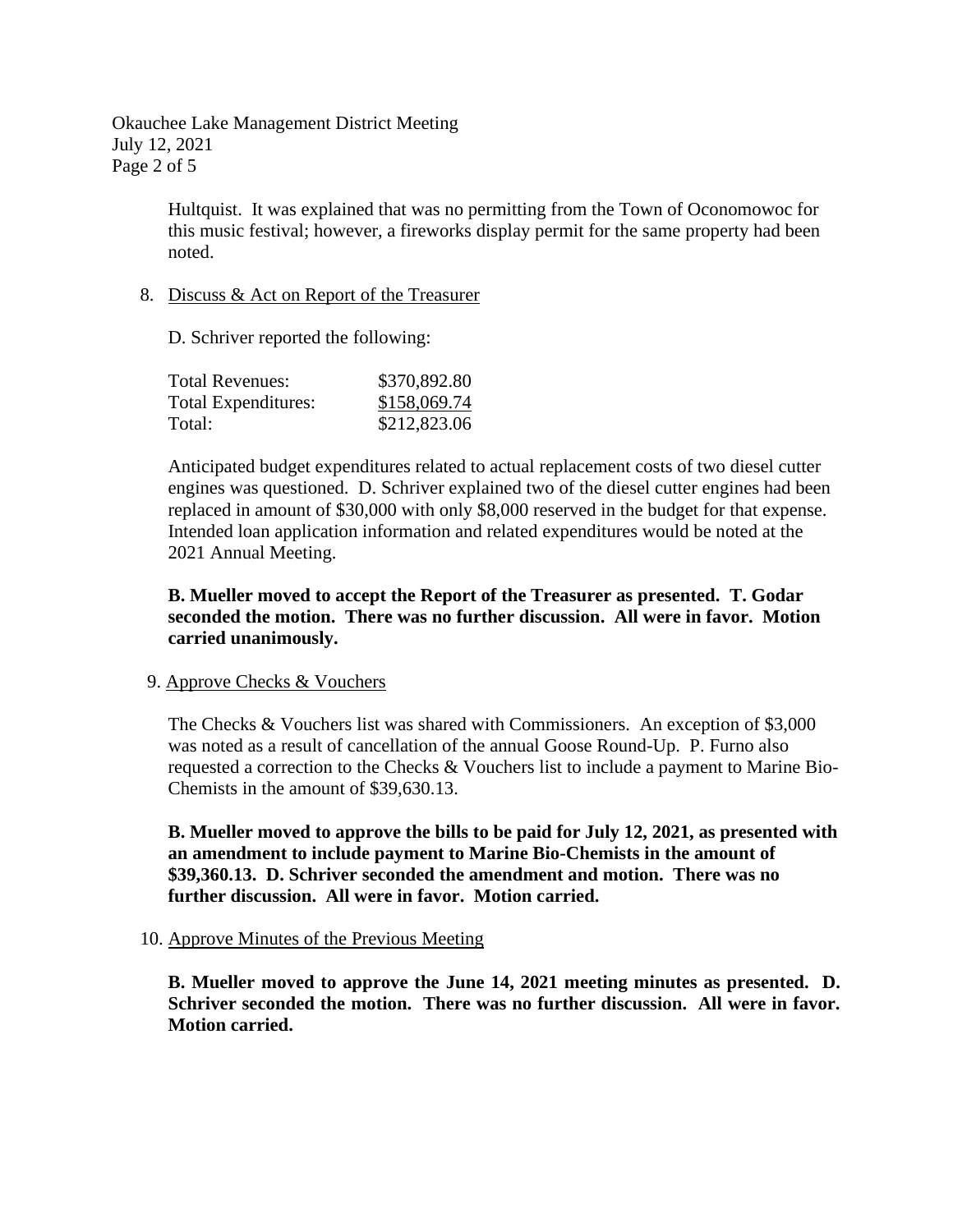Hultquist. It was explained that was no permitting from the Town of Oconomowoc for this music festival; however, a fireworks display permit for the same property had been noted.

8. Discuss & Act on Report of the Treasurer

   D. Schriver reported the following:

| | |
|---|---|
| Total Revenues: | \$370,892.80 |
| Total Expenditures: | \$158,069.74 |
| Total: | \$212,823.06 |

   Anticipated budget expenditures related to actual replacement costs of two diesel cutter engines was questioned. D. Schriver explained two of the diesel cutter engines had been replaced in amount of \$30,000 with only \$8,000 reserved in the budget for that expense. Intended loan application information and related expenditures would be noted at the 2021 Annual Meeting.

   **B. Mueller moved to accept the Report of the Treasurer as presented. T. Godar seconded the motion. There was no further discussion. All were in favor. Motion carried unanimously.**

9. Approve Checks & Vouchers

   The Checks & Vouchers list was shared with Commissioners. An exception of \$3,000 was noted as a result of cancellation of the annual Goose Round-Up. P. Furno also requested a correction to the Checks & Vouchers list to include a payment to Marine Bio-Chemists in the amount of \$39,630.13.

   **B. Mueller moved to approve the bills to be paid for July 12, 2021, as presented with an amendment to include payment to Marine Bio-Chemists in the amount of \$39,360.13. D. Schriver seconded the amendment and motion. There was no further discussion. All were in favor. Motion carried.**

10. Approve Minutes of the Previous Meeting

    **B. Mueller moved to approve the June 14, 2021 meeting minutes as presented. D. Schriver seconded the motion. There was no further discussion. All were in favor. Motion carried.**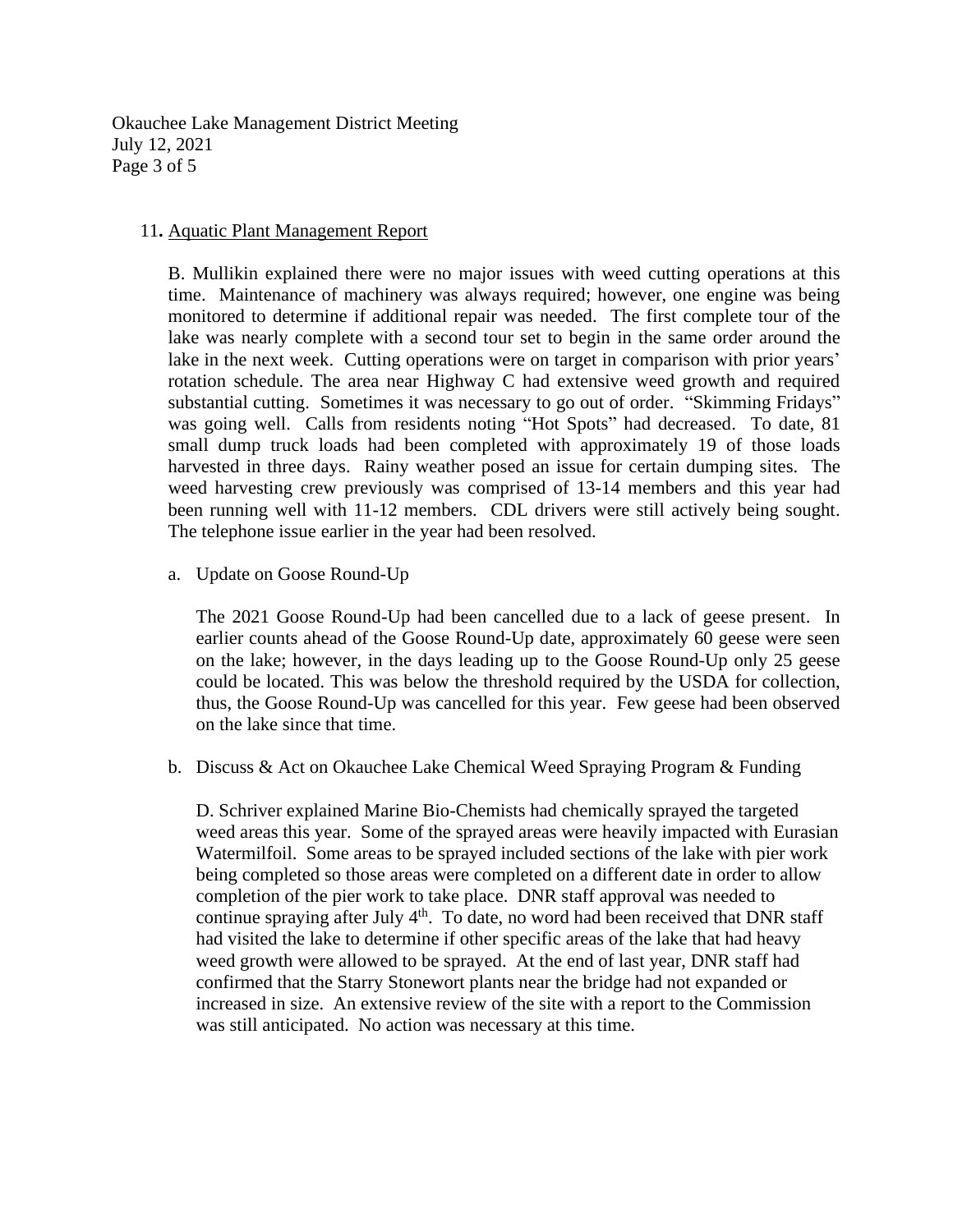11. <u>Aquatic Plant Management Report</u>

B. Mullikin explained there were no major issues with weed cutting operations at this time. Maintenance of machinery was always required; however, one engine was being monitored to determine if additional repair was needed. The first complete tour of the lake was nearly complete with a second tour set to begin in the same order around the lake in the next week. Cutting operations were on target in comparison with prior years' rotation schedule. The area near Highway C had extensive weed growth and required substantial cutting. Sometimes it was necessary to go out of order. "Skimming Fridays" was going well. Calls from residents noting "Hot Spots" had decreased. To date, 81 small dump truck loads had been completed with approximately 19 of those loads harvested in three days. Rainy weather posed an issue for certain dumping sites. The weed harvesting crew previously was comprised of 13-14 members and this year had been running well with 11-12 members. CDL drivers were still actively being sought. The telephone issue earlier in the year had been resolved.

a. Update on Goose Round-Up

The 2021 Goose Round-Up had been cancelled due to a lack of geese present. In earlier counts ahead of the Goose Round-Up date, approximately 60 geese were seen on the lake; however, in the days leading up to the Goose Round-Up only 25 geese could be located. This was below the threshold required by the USDA for collection, thus, the Goose Round-Up was cancelled for this year. Few geese had been observed on the lake since that time.

b. Discuss & Act on Okauchee Lake Chemical Weed Spraying Program & Funding

D. Schriver explained Marine Bio-Chemists had chemically sprayed the targeted weed areas this year. Some of the sprayed areas were heavily impacted with Eurasian Watermilfoil. Some areas to be sprayed included sections of the lake with pier work being completed so those areas were completed on a different date in order to allow completion of the pier work to take place. DNR staff approval was needed to continue spraying after July 4th. To date, no word had been received that DNR staff had visited the lake to determine if other specific areas of the lake that had heavy weed growth were allowed to be sprayed. At the end of last year, DNR staff had confirmed that the Starry Stonewort plants near the bridge had not expanded or increased in size. An extensive review of the site with a report to the Commission was still anticipated. No action was necessary at this time.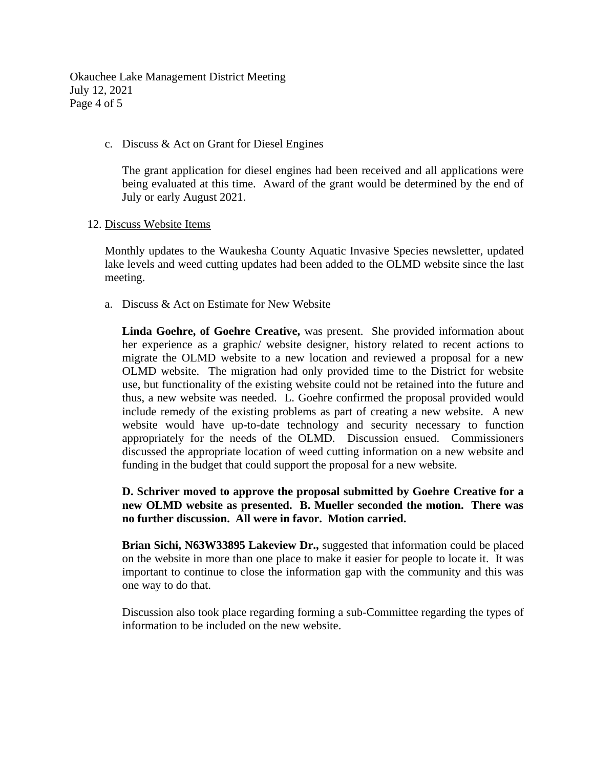c. Discuss & Act on Grant for Diesel Engines

The grant application for diesel engines had been received and all applications were being evaluated at this time. Award of the grant would be determined by the end of July or early August 2021.

12. Discuss Website Items

Monthly updates to the Waukesha County Aquatic Invasive Species newsletter, updated lake levels and weed cutting updates had been added to the OLMD website since the last meeting.

a. Discuss & Act on Estimate for New Website

**Linda Goehre, of Goehre Creative,** was present. She provided information about her experience as a graphic/ website designer, history related to recent actions to migrate the OLMD website to a new location and reviewed a proposal for a new OLMD website. The migration had only provided time to the District for website use, but functionality of the existing website could not be retained into the future and thus, a new website was needed. L. Goehre confirmed the proposal provided would include remedy of the existing problems as part of creating a new website. A new website would have up-to-date technology and security necessary to function appropriately for the needs of the OLMD. Discussion ensued. Commissioners discussed the appropriate location of weed cutting information on a new website and funding in the budget that could support the proposal for a new website.

**D. Schriver moved to approve the proposal submitted by Goehre Creative for a new OLMD website as presented. B. Mueller seconded the motion. There was no further discussion. All were in favor. Motion carried.**

**Brian Sichi, N63W33895 Lakeview Dr.,** suggested that information could be placed on the website in more than one place to make it easier for people to locate it. It was important to continue to close the information gap with the community and this was one way to do that.

Discussion also took place regarding forming a sub-Committee regarding the types of information to be included on the new website.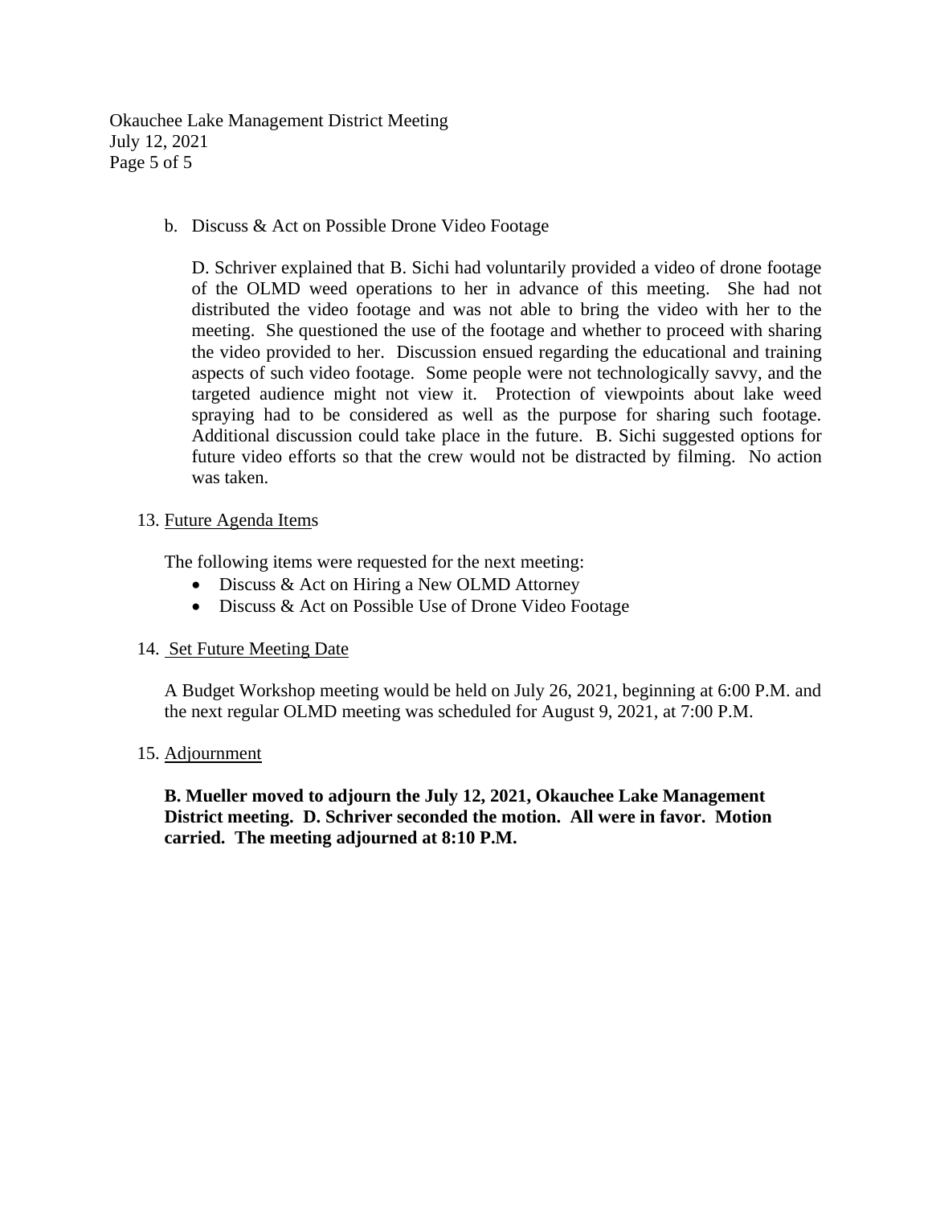b. Discuss & Act on Possible Drone Video Footage

D. Schriver explained that B. Sichi had voluntarily provided a video of drone footage of the OLMD weed operations to her in advance of this meeting. She had not distributed the video footage and was not able to bring the video with her to the meeting. She questioned the use of the footage and whether to proceed with sharing the video provided to her. Discussion ensued regarding the educational and training aspects of such video footage. Some people were not technologically savvy, and the targeted audience might not view it. Protection of viewpoints about lake weed spraying had to be considered as well as the purpose for sharing such footage. Additional discussion could take place in the future. B. Sichi suggested options for future video efforts so that the crew would not be distracted by filming. No action was taken.

13. Future Agenda Items

The following items were requested for the next meeting:

- Discuss & Act on Hiring a New OLMD Attorney
- Discuss & Act on Possible Use of Drone Video Footage

14. Set Future Meeting Date

A Budget Workshop meeting would be held on July 26, 2021, beginning at 6:00 P.M. and the next regular OLMD meeting was scheduled for August 9, 2021, at 7:00 P.M.

15. Adjournment

**B. Mueller moved to adjourn the July 12, 2021, Okauchee Lake Management District meeting. D. Schriver seconded the motion. All were in favor. Motion carried. The meeting adjourned at 8:10 P.M.**